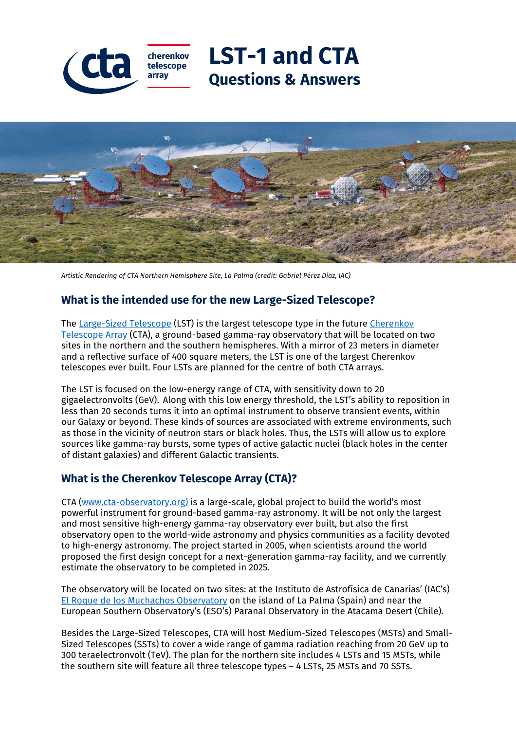# LST-1 and CTA

## Questions & Answers

*Artistic Rendering of CTA Northern Hemisphere Site, La Palma (credit: Gabriel Pérez Diaz, IAC)*

## What is the intended use for the new Large-Sized Telescope?

The Large-Sized Telescope (LST) is the largest telescope type in the future Cherenkov Telescope Array (CTA), a ground-based gamma-ray observatory that will be located on two sites in the northern and the southern hemispheres. With a mirror of 23 meters in diameter and a reflective surface of 400 square meters, the LST is one of the largest Cherenkov telescopes ever built. Four LSTs are planned for the centre of both CTA arrays.

The LST is focused on the low-energy range of CTA, with sensitivity down to 20 gigaelectronvolts (GeV). Along with this low energy threshold, the LST's ability to reposition in less than 20 seconds turns it into an optimal instrument to observe transient events, within our Galaxy or beyond. These kinds of sources are associated with extreme environments, such as those in the vicinity of neutron stars or black holes. Thus, the LSTs will allow us to explore sources like gamma-ray bursts, some types of active galactic nuclei (black holes in the center of distant galaxies) and different Galactic transients.

## What is the Cherenkov Telescope Array (CTA)?

CTA (www.cta-observatory.org) is a large-scale, global project to build the world's most powerful instrument for ground-based gamma-ray astronomy. It will be not only the largest and most sensitive high-energy gamma-ray observatory ever built, but also the first observatory open to the world-wide astronomy and physics communities as a facility devoted to high-energy astronomy. The project started in 2005, when scientists around the world proposed the first design concept for a next-generation gamma-ray facility, and we currently estimate the observatory to be completed in 2025.

The observatory will be located on two sites: at the Instituto de Astrofísica de Canarias' (IAC's) El Roque de los Muchachos Observatory on the island of La Palma (Spain) and near the European Southern Observatory's (ESO's) Paranal Observatory in the Atacama Desert (Chile).

Besides the Large-Sized Telescopes, CTA will host Medium-Sized Telescopes (MSTs) and Small-Sized Telescopes (SSTs) to cover a wide range of gamma radiation reaching from 20 GeV up to 300 teraelectronvolt (TeV). The plan for the northern site includes 4 LSTs and 15 MSTs, while the southern site will feature all three telescope types – 4 LSTs, 25 MSTs and 70 SSTs.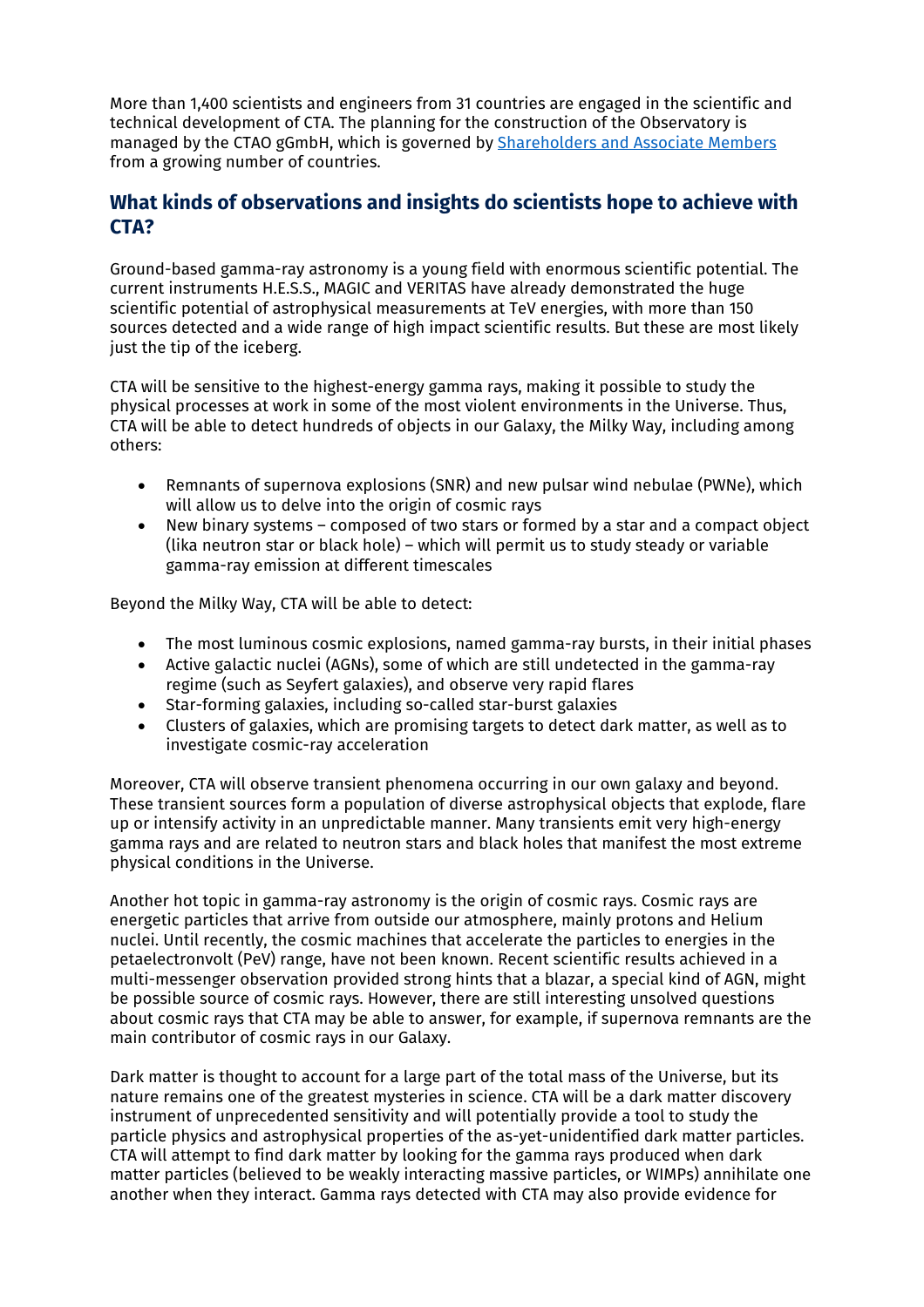More than 1,400 scientists and engineers from 31 countries are engaged in the scientific and technical development of CTA. The planning for the construction of the Observatory is managed by the CTAO gGmbH, which is governed by [Shareholders and Associate Members](#) from a growing number of countries.

## What kinds of observations and insights do scientists hope to achieve with CTA?

Ground-based gamma-ray astronomy is a young field with enormous scientific potential. The current instruments H.E.S.S., MAGIC and VERITAS have already demonstrated the huge scientific potential of astrophysical measurements at TeV energies, with more than 150 sources detected and a wide range of high impact scientific results. But these are most likely just the tip of the iceberg.

CTA will be sensitive to the highest-energy gamma rays, making it possible to study the physical processes at work in some of the most violent environments in the Universe. Thus, CTA will be able to detect hundreds of objects in our Galaxy, the Milky Way, including among others:

- Remnants of supernova explosions (SNR) and new pulsar wind nebulae (PWNe), which will allow us to delve into the origin of cosmic rays
- New binary systems – composed of two stars or formed by a star and a compact object (lika neutron star or black hole) – which will permit us to study steady or variable gamma-ray emission at different timescales

Beyond the Milky Way, CTA will be able to detect:

- The most luminous cosmic explosions, named gamma-ray bursts, in their initial phases
- Active galactic nuclei (AGNs), some of which are still undetected in the gamma-ray regime (such as Seyfert galaxies), and observe very rapid flares
- Star-forming galaxies, including so-called star-burst galaxies
- Clusters of galaxies, which are promising targets to detect dark matter, as well as to investigate cosmic-ray acceleration

Moreover, CTA will observe transient phenomena occurring in our own galaxy and beyond. These transient sources form a population of diverse astrophysical objects that explode, flare up or intensify activity in an unpredictable manner. Many transients emit very high-energy gamma rays and are related to neutron stars and black holes that manifest the most extreme physical conditions in the Universe.

Another hot topic in gamma-ray astronomy is the origin of cosmic rays. Cosmic rays are energetic particles that arrive from outside our atmosphere, mainly protons and Helium nuclei. Until recently, the cosmic machines that accelerate the particles to energies in the petaelectronvolt (PeV) range, have not been known. Recent scientific results achieved in a multi-messenger observation provided strong hints that a blazar, a special kind of AGN, might be possible source of cosmic rays. However, there are still interesting unsolved questions about cosmic rays that CTA may be able to answer, for example, if supernova remnants are the main contributor of cosmic rays in our Galaxy.

Dark matter is thought to account for a large part of the total mass of the Universe, but its nature remains one of the greatest mysteries in science. CTA will be a dark matter discovery instrument of unprecedented sensitivity and will potentially provide a tool to study the particle physics and astrophysical properties of the as-yet-unidentified dark matter particles. CTA will attempt to find dark matter by looking for the gamma rays produced when dark matter particles (believed to be weakly interacting massive particles, or WIMPs) annihilate one another when they interact. Gamma rays detected with CTA may also provide evidence for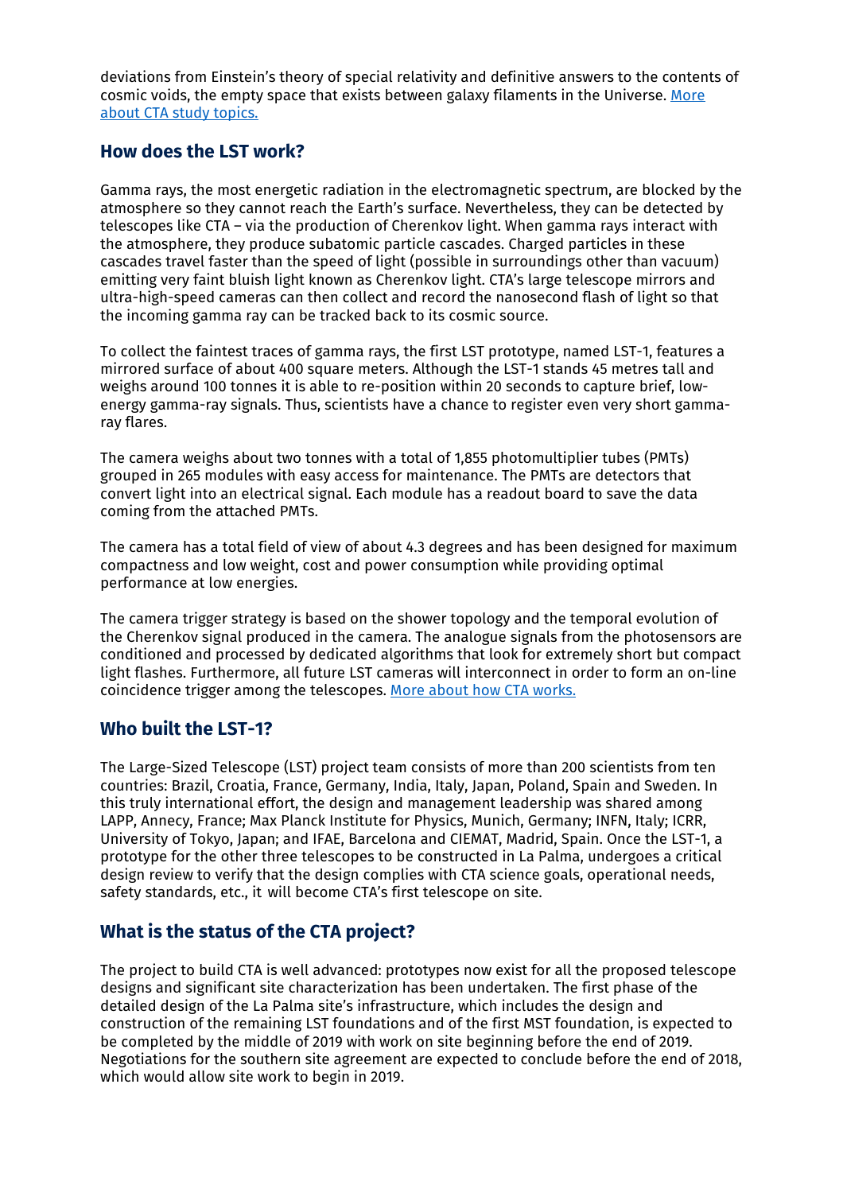deviations from Einstein's theory of special relativity and definitive answers to the contents of cosmic voids, the empty space that exists between galaxy filaments in the Universe. [More about CTA study topics.]

## How does the LST work?

Gamma rays, the most energetic radiation in the electromagnetic spectrum, are blocked by the atmosphere so they cannot reach the Earth's surface. Nevertheless, they can be detected by telescopes like CTA – via the production of Cherenkov light. When gamma rays interact with the atmosphere, they produce subatomic particle cascades. Charged particles in these cascades travel faster than the speed of light (possible in surroundings other than vacuum) emitting very faint bluish light known as Cherenkov light. CTA's large telescope mirrors and ultra-high-speed cameras can then collect and record the nanosecond flash of light so that the incoming gamma ray can be tracked back to its cosmic source.

To collect the faintest traces of gamma rays, the first LST prototype, named LST-1, features a mirrored surface of about 400 square meters. Although the LST-1 stands 45 metres tall and weighs around 100 tonnes it is able to re-position within 20 seconds to capture brief, low-energy gamma-ray signals. Thus, scientists have a chance to register even very short gamma-ray flares.

The camera weighs about two tonnes with a total of 1,855 photomultiplier tubes (PMTs) grouped in 265 modules with easy access for maintenance. The PMTs are detectors that convert light into an electrical signal. Each module has a readout board to save the data coming from the attached PMTs.

The camera has a total field of view of about 4.3 degrees and has been designed for maximum compactness and low weight, cost and power consumption while providing optimal performance at low energies.

The camera trigger strategy is based on the shower topology and the temporal evolution of the Cherenkov signal produced in the camera. The analogue signals from the photosensors are conditioned and processed by dedicated algorithms that look for extremely short but compact light flashes. Furthermore, all future LST cameras will interconnect in order to form an on-line coincidence trigger among the telescopes. [More about how CTA works.]

## Who built the LST-1?

The Large-Sized Telescope (LST) project team consists of more than 200 scientists from ten countries: Brazil, Croatia, France, Germany, India, Italy, Japan, Poland, Spain and Sweden. In this truly international effort, the design and management leadership was shared among LAPP, Annecy, France; Max Planck Institute for Physics, Munich, Germany; INFN, Italy; ICRR, University of Tokyo, Japan; and IFAE, Barcelona and CIEMAT, Madrid, Spain. Once the LST-1, a prototype for the other three telescopes to be constructed in La Palma, undergoes a critical design review to verify that the design complies with CTA science goals, operational needs, safety standards, etc., it will become CTA's first telescope on site.

## What is the status of the CTA project?

The project to build CTA is well advanced: prototypes now exist for all the proposed telescope designs and significant site characterization has been undertaken. The first phase of the detailed design of the La Palma site's infrastructure, which includes the design and construction of the remaining LST foundations and of the first MST foundation, is expected to be completed by the middle of 2019 with work on site beginning before the end of 2019. Negotiations for the southern site agreement are expected to conclude before the end of 2018, which would allow site work to begin in 2019.